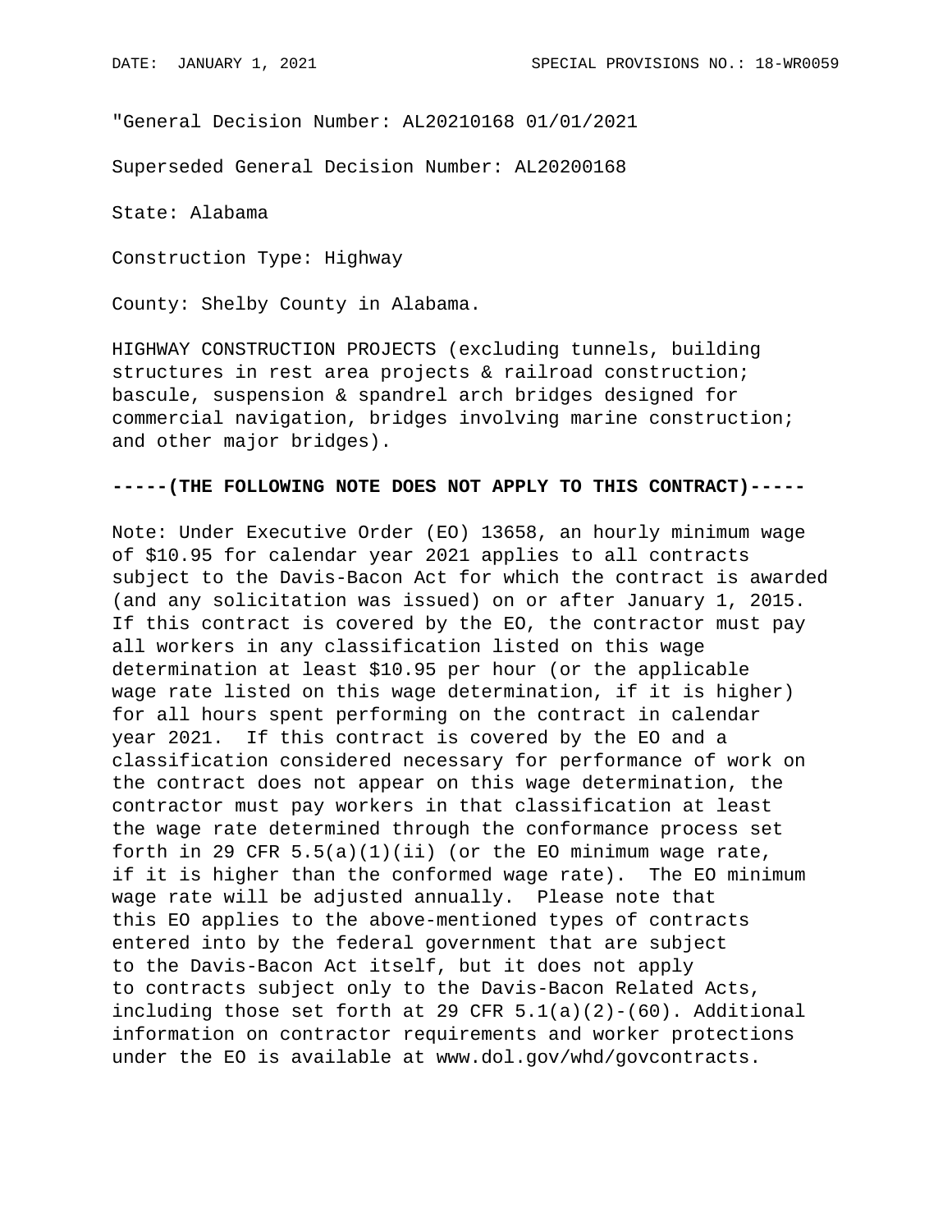DATE: JANUARY 1, 2021 SPECIAL PROVISIONS NO.: 18-WR0059

"General Decision Number: AL20210168 01/01/2021

Superseded General Decision Number: AL20200168

State: Alabama

Construction Type: Highway

County: Shelby County in Alabama.

HIGHWAY CONSTRUCTION PROJECTS (excluding tunnels, building structures in rest area projects & railroad construction; bascule, suspension & spandrel arch bridges designed for commercial navigation, bridges involving marine construction; and other major bridges).

**-----(THE FOLLOWING NOTE DOES NOT APPLY TO THIS CONTRACT)-----**

Note: Under Executive Order (EO) 13658, an hourly minimum wage of $10.95 for calendar year 2021 applies to all contracts subject to the Davis-Bacon Act for which the contract is awarded (and any solicitation was issued) on or after January 1, 2015. If this contract is covered by the EO, the contractor must pay all workers in any classification listed on this wage determination at least $10.95 per hour (or the applicable wage rate listed on this wage determination, if it is higher) for all hours spent performing on the contract in calendar year 2021. If this contract is covered by the EO and a classification considered necessary for performance of work on the contract does not appear on this wage determination, the contractor must pay workers in that classification at least the wage rate determined through the conformance process set forth in 29 CFR 5.5(a)(1)(ii) (or the EO minimum wage rate, if it is higher than the conformed wage rate). The EO minimum wage rate will be adjusted annually. Please note that this EO applies to the above-mentioned types of contracts entered into by the federal government that are subject to the Davis-Bacon Act itself, but it does not apply to contracts subject only to the Davis-Bacon Related Acts, including those set forth at 29 CFR 5.1(a)(2)-(60). Additional information on contractor requirements and worker protections under the EO is available at www.dol.gov/whd/govcontracts.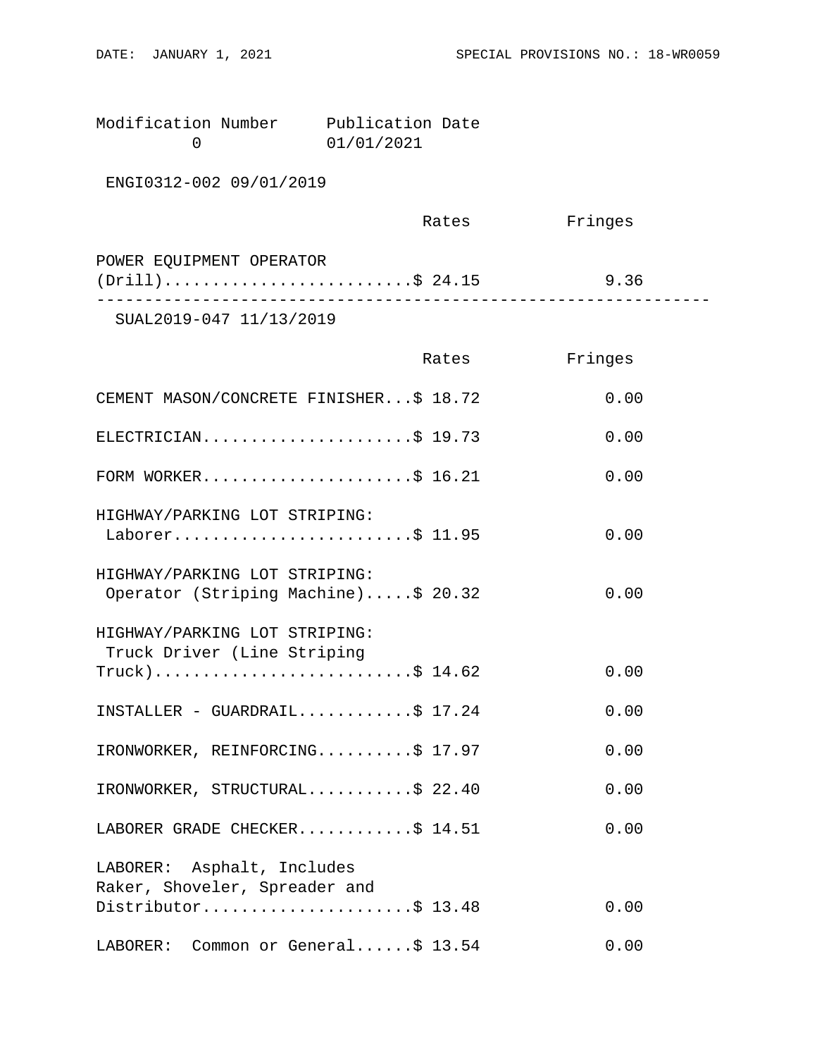Modification Number Publication Date
0 01/01/2021

ENGI0312-002 09/01/2019

| | Rates | Fringes |
|---|---|---|
| POWER EQUIPMENT OPERATOR (Drill) | $ 24.15 | 9.36 |

---

SUAL2019-047 11/13/2019

| | Rates | Fringes |
|---|---|---|
| CEMENT MASON/CONCRETE FINISHER | $ 18.72 | 0.00 |
| ELECTRICIAN | $ 19.73 | 0.00 |
| FORM WORKER | $ 16.21 | 0.00 |
| HIGHWAY/PARKING LOT STRIPING: Laborer | $ 11.95 | 0.00 |
| HIGHWAY/PARKING LOT STRIPING: Operator (Striping Machine) | $ 20.32 | 0.00 |
| HIGHWAY/PARKING LOT STRIPING: Truck Driver (Line Striping Truck) | $ 14.62 | 0.00 |
| INSTALLER - GUARDRAIL | $ 17.24 | 0.00 |
| IRONWORKER, REINFORCING | $ 17.97 | 0.00 |
| IRONWORKER, STRUCTURAL | $ 22.40 | 0.00 |
| LABORER GRADE CHECKER | $ 14.51 | 0.00 |
| LABORER: Asphalt, Includes Raker, Shoveler, Spreader and Distributor | $ 13.48 | 0.00 |
| LABORER: Common or General | $ 13.54 | 0.00 |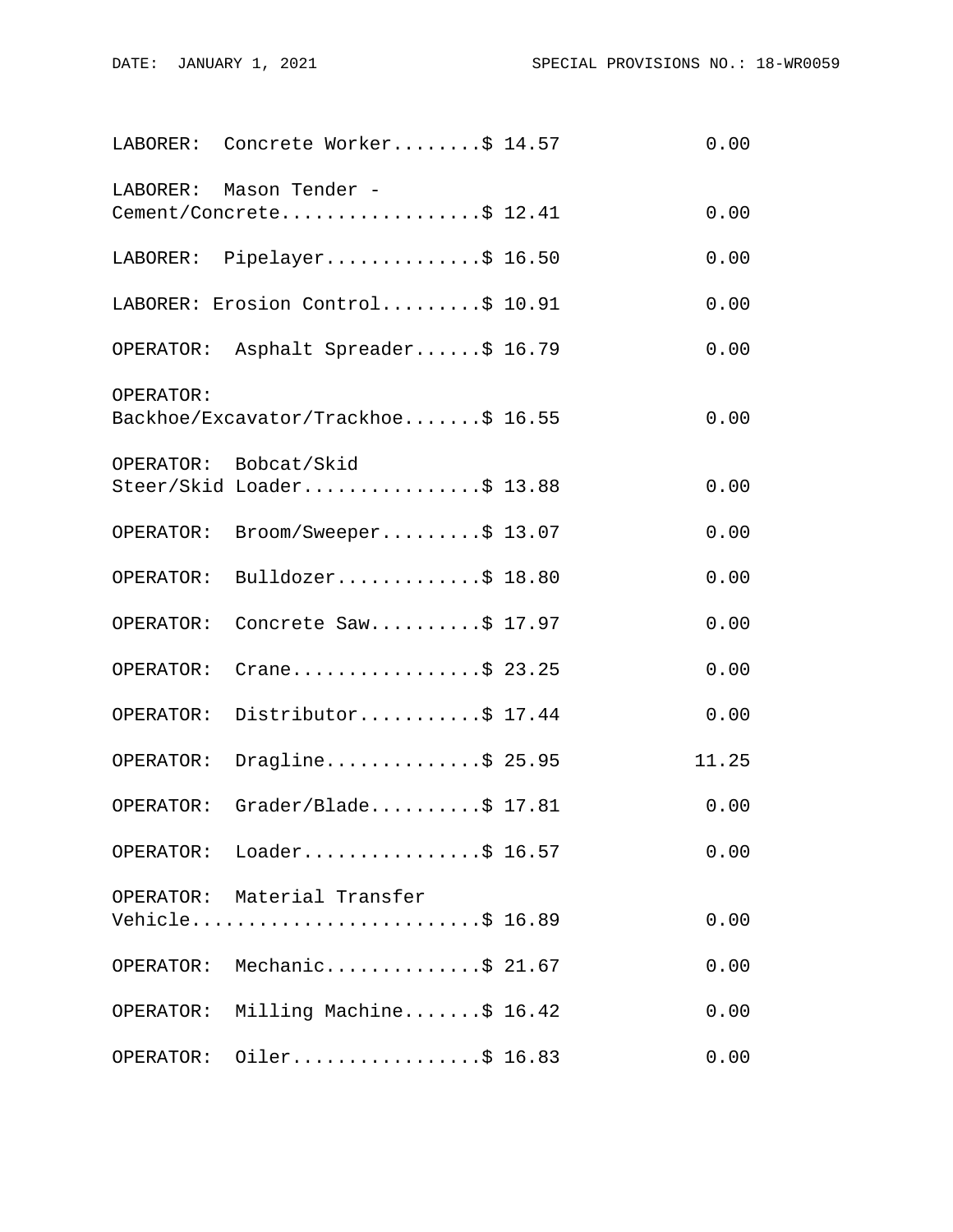```
LABORER:  Concrete Worker........$ 14.57            0.00

LABORER:  Mason Tender -
Cement/Concrete..................$ 12.41            0.00

LABORER:  Pipelayer..............$ 16.50            0.00

LABORER: Erosion Control.........$ 10.91            0.00

OPERATOR:  Asphalt Spreader......$ 16.79            0.00

OPERATOR:
Backhoe/Excavator/Trackhoe.......$ 16.55            0.00

OPERATOR:  Bobcat/Skid
Steer/Skid Loader................$ 13.88            0.00

OPERATOR:  Broom/Sweeper.........$ 13.07            0.00

OPERATOR:  Bulldozer.............$ 18.80            0.00

OPERATOR:  Concrete Saw..........$ 17.97            0.00

OPERATOR:  Crane.................$ 23.25            0.00

OPERATOR:  Distributor...........$ 17.44            0.00

OPERATOR:  Dragline..............$ 25.95           11.25

OPERATOR:  Grader/Blade..........$ 17.81            0.00

OPERATOR:  Loader................$ 16.57            0.00

OPERATOR:  Material Transfer
Vehicle..........................$ 16.89            0.00

OPERATOR:  Mechanic..............$ 21.67            0.00

OPERATOR:  Milling Machine.......$ 16.42            0.00

OPERATOR:  Oiler.................$ 16.83            0.00
```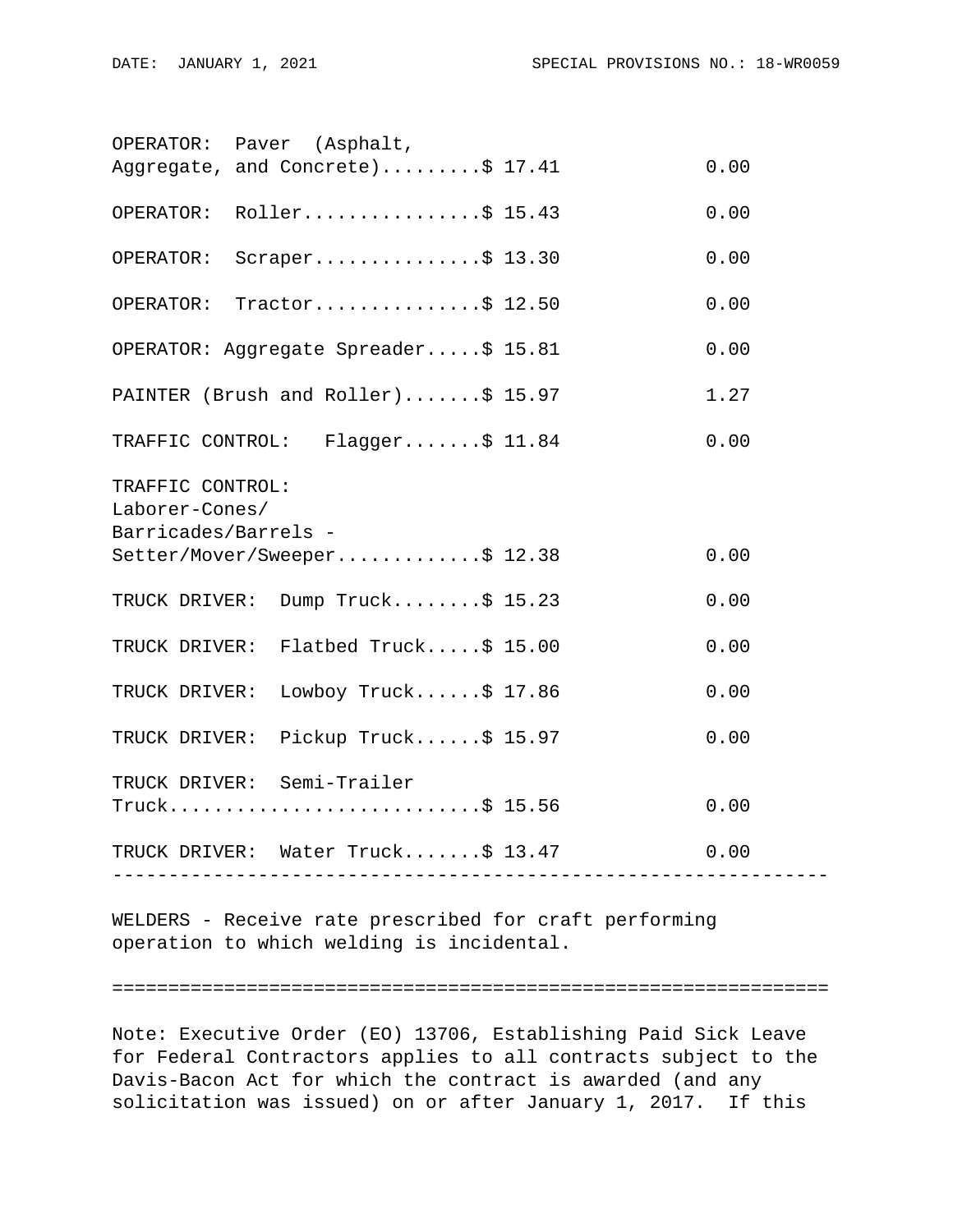| | Rates | Fringes |
|---|---|---|
| OPERATOR: Paver (Asphalt, Aggregate, and Concrete) | $ 17.41 | 0.00 |
| OPERATOR: Roller | $ 15.43 | 0.00 |
| OPERATOR: Scraper | $ 13.30 | 0.00 |
| OPERATOR: Tractor | $ 12.50 | 0.00 |
| OPERATOR: Aggregate Spreader | $ 15.81 | 0.00 |
| PAINTER (Brush and Roller) | $ 15.97 | 1.27 |
| TRAFFIC CONTROL: Flagger | $ 11.84 | 0.00 |
| TRAFFIC CONTROL: Laborer-Cones/ Barricades/Barrels - Setter/Mover/Sweeper | $ 12.38 | 0.00 |
| TRUCK DRIVER: Dump Truck | $ 15.23 | 0.00 |
| TRUCK DRIVER: Flatbed Truck | $ 15.00 | 0.00 |
| TRUCK DRIVER: Lowboy Truck | $ 17.86 | 0.00 |
| TRUCK DRIVER: Pickup Truck | $ 15.97 | 0.00 |
| TRUCK DRIVER: Semi-Trailer Truck | $ 15.56 | 0.00 |
| TRUCK DRIVER: Water Truck | $ 13.47 | 0.00 |

---

WELDERS - Receive rate prescribed for craft performing operation to which welding is incidental.

---

Note: Executive Order (EO) 13706, Establishing Paid Sick Leave for Federal Contractors applies to all contracts subject to the Davis-Bacon Act for which the contract is awarded (and any solicitation was issued) on or after January 1, 2017. If this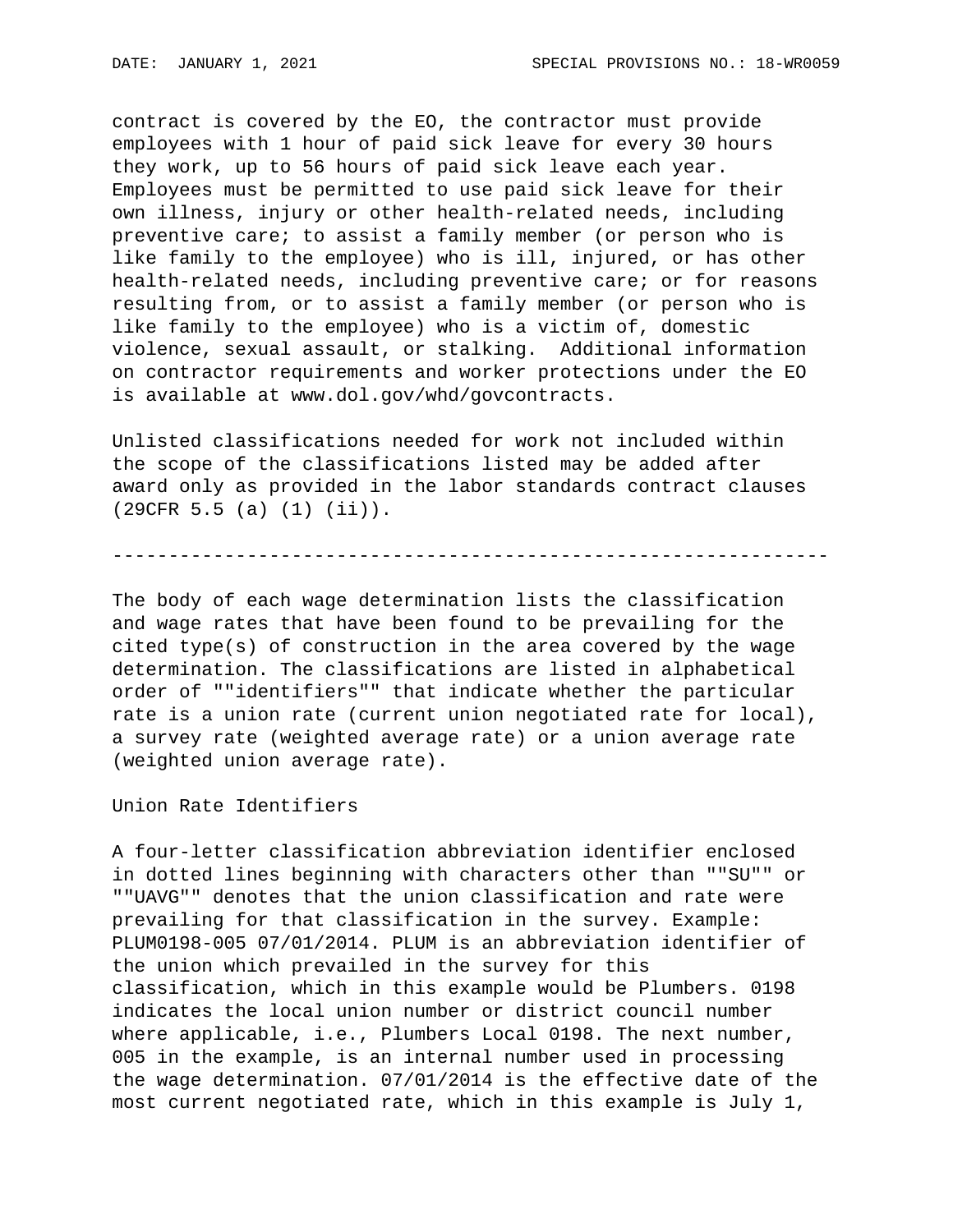contract is covered by the EO, the contractor must provide employees with 1 hour of paid sick leave for every 30 hours they work, up to 56 hours of paid sick leave each year. Employees must be permitted to use paid sick leave for their own illness, injury or other health-related needs, including preventive care; to assist a family member (or person who is like family to the employee) who is ill, injured, or has other health-related needs, including preventive care; or for reasons resulting from, or to assist a family member (or person who is like family to the employee) who is a victim of, domestic violence, sexual assault, or stalking. Additional information on contractor requirements and worker protections under the EO is available at www.dol.gov/whd/govcontracts.

Unlisted classifications needed for work not included within the scope of the classifications listed may be added after award only as provided in the labor standards contract clauses (29CFR 5.5 (a) (1) (ii)).

----------------------------------------------------------------

The body of each wage determination lists the classification and wage rates that have been found to be prevailing for the cited type(s) of construction in the area covered by the wage determination. The classifications are listed in alphabetical order of ""identifiers"" that indicate whether the particular rate is a union rate (current union negotiated rate for local), a survey rate (weighted average rate) or a union average rate (weighted union average rate).

Union Rate Identifiers

A four-letter classification abbreviation identifier enclosed in dotted lines beginning with characters other than ""SU"" or ""UAVG"" denotes that the union classification and rate were prevailing for that classification in the survey. Example: PLUM0198-005 07/01/2014. PLUM is an abbreviation identifier of the union which prevailed in the survey for this classification, which in this example would be Plumbers. 0198 indicates the local union number or district council number where applicable, i.e., Plumbers Local 0198. The next number, 005 in the example, is an internal number used in processing the wage determination. 07/01/2014 is the effective date of the most current negotiated rate, which in this example is July 1,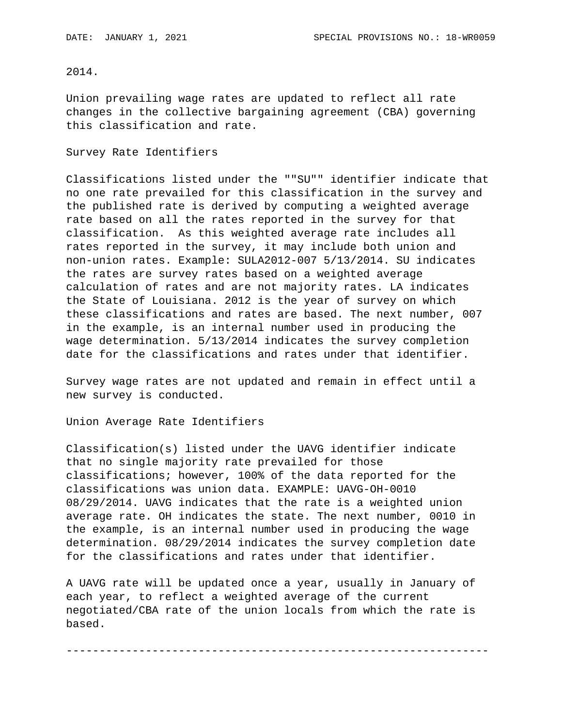2014.

Union prevailing wage rates are updated to reflect all rate changes in the collective bargaining agreement (CBA) governing this classification and rate.

Survey Rate Identifiers

Classifications listed under the ""SU"" identifier indicate that no one rate prevailed for this classification in the survey and the published rate is derived by computing a weighted average rate based on all the rates reported in the survey for that classification. As this weighted average rate includes all rates reported in the survey, it may include both union and non-union rates. Example: SULA2012-007 5/13/2014. SU indicates the rates are survey rates based on a weighted average calculation of rates and are not majority rates. LA indicates the State of Louisiana. 2012 is the year of survey on which these classifications and rates are based. The next number, 007 in the example, is an internal number used in producing the wage determination. 5/13/2014 indicates the survey completion date for the classifications and rates under that identifier.

Survey wage rates are not updated and remain in effect until a new survey is conducted.

Union Average Rate Identifiers

Classification(s) listed under the UAVG identifier indicate that no single majority rate prevailed for those classifications; however, 100% of the data reported for the classifications was union data. EXAMPLE: UAVG-OH-0010 08/29/2014. UAVG indicates that the rate is a weighted union average rate. OH indicates the state. The next number, 0010 in the example, is an internal number used in producing the wage determination. 08/29/2014 indicates the survey completion date for the classifications and rates under that identifier.

A UAVG rate will be updated once a year, usually in January of each year, to reflect a weighted average of the current negotiated/CBA rate of the union locals from which the rate is based.

----------------------------------------------------------------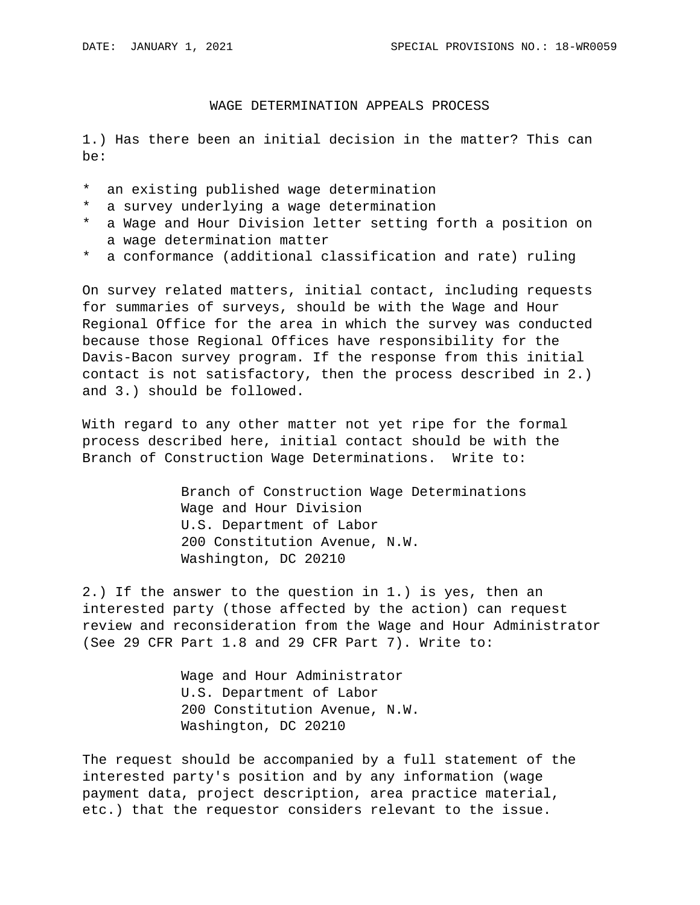DATE: JANUARY 1, 2021 SPECIAL PROVISIONS NO.: 18-WR0059

## WAGE DETERMINATION APPEALS PROCESS

1.) Has there been an initial decision in the matter? This can be:

* an existing published wage determination
* a survey underlying a wage determination
* a Wage and Hour Division letter setting forth a position on a wage determination matter
* a conformance (additional classification and rate) ruling

On survey related matters, initial contact, including requests for summaries of surveys, should be with the Wage and Hour Regional Office for the area in which the survey was conducted because those Regional Offices have responsibility for the Davis-Bacon survey program. If the response from this initial contact is not satisfactory, then the process described in 2.) and 3.) should be followed.

With regard to any other matter not yet ripe for the formal process described here, initial contact should be with the Branch of Construction Wage Determinations. Write to:

Branch of Construction Wage Determinations
Wage and Hour Division
U.S. Department of Labor
200 Constitution Avenue, N.W.
Washington, DC 20210

2.) If the answer to the question in 1.) is yes, then an interested party (those affected by the action) can request review and reconsideration from the Wage and Hour Administrator (See 29 CFR Part 1.8 and 29 CFR Part 7). Write to:

Wage and Hour Administrator
U.S. Department of Labor
200 Constitution Avenue, N.W.
Washington, DC 20210

The request should be accompanied by a full statement of the interested party's position and by any information (wage payment data, project description, area practice material, etc.) that the requestor considers relevant to the issue.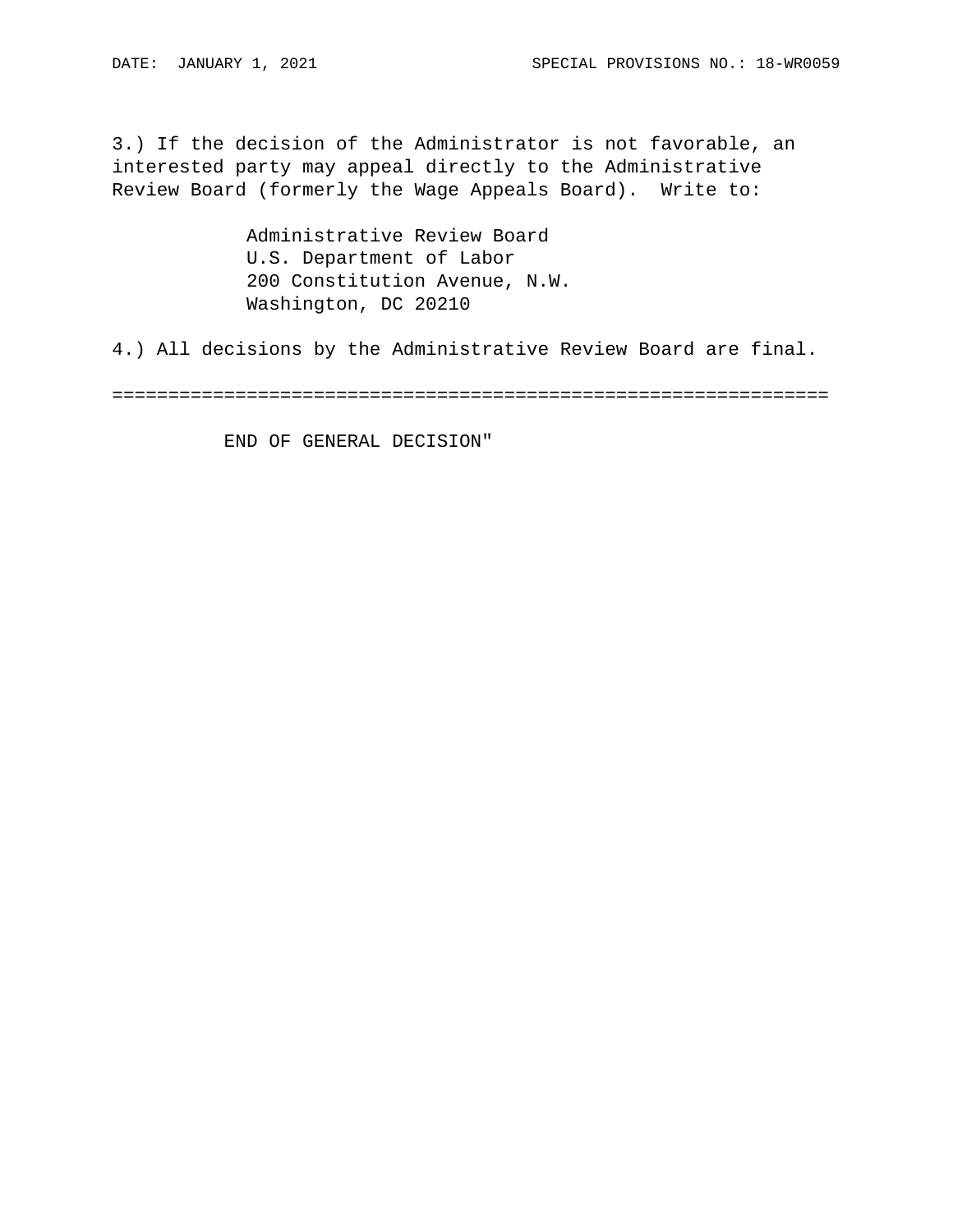3.) If the decision of the Administrator is not favorable, an interested party may appeal directly to the Administrative Review Board (formerly the Wage Appeals Board). Write to:

Administrative Review Board
U.S. Department of Labor
200 Constitution Avenue, N.W.
Washington, DC 20210

4.) All decisions by the Administrative Review Board are final.

================================================================

END OF GENERAL DECISION"